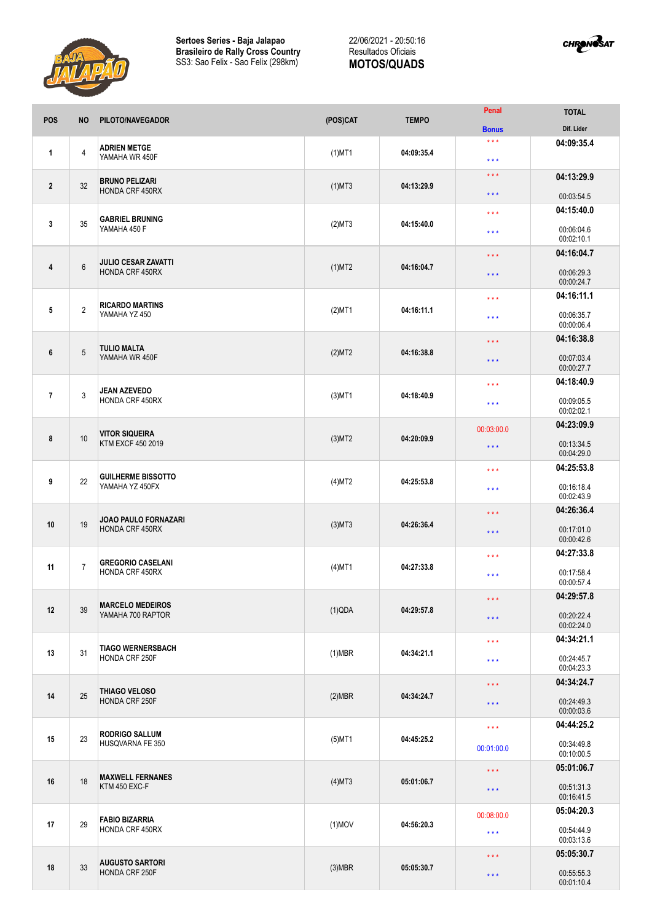**Sertoes Series - Baja Jalapao**
**Brasileiro de Rally Cross Country**
SS3: Sao Felix - Sao Felix (298km)

22/06/2021 - 20:50:16
Resultados Oficiais
**MOTOS/QUADS**

| POS | NO | PILOTO/NAVEGADOR | (POS)CAT | TEMPO | Penal / Bonus | TOTAL / Dif. Lider |
|---|---|---|---|---|---|---|
| 1 | 4 | **ADRIEN METGE** YAMAHA WR 450F | (1)MT1 | 04:09:35.4 | \*\*\* / \*\*\* | **04:09:35.4** |
| 2 | 32 | **BRUNO PELIZARI** HONDA CRF 450RX | (1)MT3 | 04:13:29.9 | \*\*\* / \*\*\* | **04:13:29.9** 00:03:54.5 |
| 3 | 35 | **GABRIEL BRUNING** YAMAHA 450 F | (2)MT3 | 04:15:40.0 | \*\*\* / \*\*\* | **04:15:40.0** 00:06:04.6 00:02:10.1 |
| 4 | 6 | **JULIO CESAR ZAVATTI** HONDA CRF 450RX | (1)MT2 | 04:16:04.7 | \*\*\* / \*\*\* | **04:16:04.7** 00:06:29.3 00:00:24.7 |
| 5 | 2 | **RICARDO MARTINS** YAMAHA YZ 450 | (2)MT1 | 04:16:11.1 | \*\*\* / \*\*\* | **04:16:11.1** 00:06:35.7 00:00:06.4 |
| 6 | 5 | **TULIO MALTA** YAMAHA WR 450F | (2)MT2 | 04:16:38.8 | \*\*\* / \*\*\* | **04:16:38.8** 00:07:03.4 00:00:27.7 |
| 7 | 3 | **JEAN AZEVEDO** HONDA CRF 450RX | (3)MT1 | 04:18:40.9 | \*\*\* / \*\*\* | **04:18:40.9** 00:09:05.5 00:02:02.1 |
| 8 | 10 | **VITOR SIQUEIRA** KTM EXCF 450 2019 | (3)MT2 | 04:20:09.9 | 00:03:00.0 / \*\*\* | **04:23:09.9** 00:13:34.5 00:04:29.0 |
| 9 | 22 | **GUILHERME BISSOTTO** YAMAHA YZ 450FX | (4)MT2 | 04:25:53.8 | \*\*\* / \*\*\* | **04:25:53.8** 00:16:18.4 00:02:43.9 |
| 10 | 19 | **JOAO PAULO FORNAZARI** HONDA CRF 450RX | (3)MT3 | 04:26:36.4 | \*\*\* / \*\*\* | **04:26:36.4** 00:17:01.0 00:00:42.6 |
| 11 | 7 | **GREGORIO CASELANI** HONDA CRF 450RX | (4)MT1 | 04:27:33.8 | \*\*\* / \*\*\* | **04:27:33.8** 00:17:58.4 00:00:57.4 |
| 12 | 39 | **MARCELO MEDEIROS** YAMAHA 700 RAPTOR | (1)QDA | 04:29:57.8 | \*\*\* / \*\*\* | **04:29:57.8** 00:20:22.4 00:02:24.0 |
| 13 | 31 | **TIAGO WERNERSBACH** HONDA CRF 250F | (1)MBR | 04:34:21.1 | \*\*\* / \*\*\* | **04:34:21.1** 00:24:45.7 00:04:23.3 |
| 14 | 25 | **THIAGO VELOSO** HONDA CRF 250F | (2)MBR | 04:34:24.7 | \*\*\* / \*\*\* | **04:34:24.7** 00:24:49.3 00:00:03.6 |
| 15 | 23 | **RODRIGO SALLUM** HUSQVARNA FE 350 | (5)MT1 | 04:45:25.2 | \*\*\* / 00:01:00.0 | **04:44:25.2** 00:34:49.8 00:10:00.5 |
| 16 | 18 | **MAXWELL FERNANES** KTM 450 EXC-F | (4)MT3 | 05:01:06.7 | \*\*\* / \*\*\* | **05:01:06.7** 00:51:31.3 00:16:41.5 |
| 17 | 29 | **FABIO BIZARRIA** HONDA CRF 450RX | (1)MOV | 04:56:20.3 | 00:08:00.0 / \*\*\* | **05:04:20.3** 00:54:44.9 00:03:13.6 |
| 18 | 33 | **AUGUSTO SARTORI** HONDA CRF 250F | (3)MBR | 05:05:30.7 | \*\*\* / \*\*\* | **05:05:30.7** 00:55:55.3 00:01:10.4 |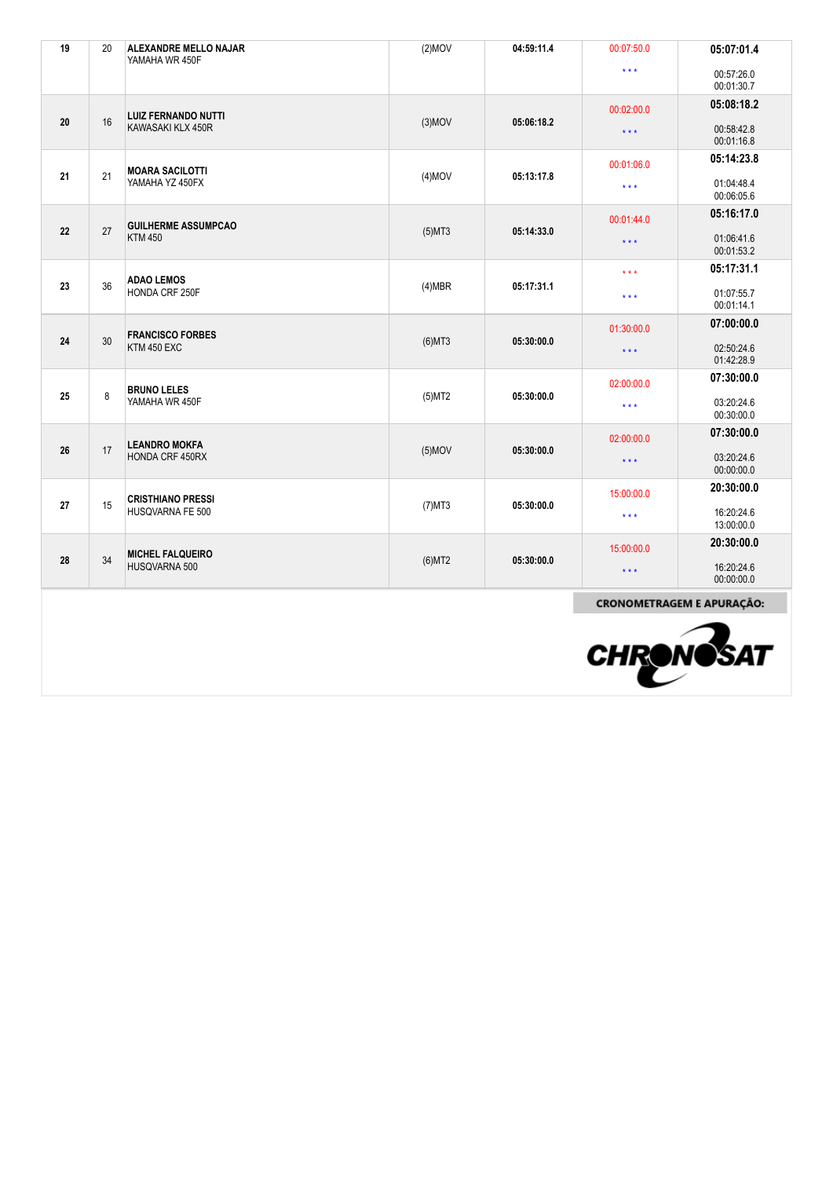| | | | | | | |
|---|---|---|---|---|---|---|
| 19 | 20 | **ALEXANDRE MELLO NAJAR** YAMAHA WR 450F | (2)MOV | **04:59:11.4** | 00:07:50.0 * * * | **05:07:01.4** 00:57:26.0 00:01:30.7 |
| 20 | 16 | **LUIZ FERNANDO NUTTI** KAWASAKI KLX 450R | (3)MOV | **05:06:18.2** | 00:02:00.0 * * * | **05:08:18.2** 00:58:42.8 00:01:16.8 |
| 21 | 21 | **MOARA SACILOTTI** YAMAHA YZ 450FX | (4)MOV | **05:13:17.8** | 00:01:06.0 * * * | **05:14:23.8** 01:04:48.4 00:06:05.6 |
| 22 | 27 | **GUILHERME ASSUMPCAO** KTM 450 | (5)MT3 | **05:14:33.0** | 00:01:44.0 * * * | **05:16:17.0** 01:06:41.6 00:01:53.2 |
| 23 | 36 | **ADAO LEMOS** HONDA CRF 250F | (4)MBR | **05:17:31.1** | * * * * * * | **05:17:31.1** 01:07:55.7 00:01:14.1 |
| 24 | 30 | **FRANCISCO FORBES** KTM 450 EXC | (6)MT3 | **05:30:00.0** | 01:30:00.0 * * * | **07:00:00.0** 02:50:24.6 01:42:28.9 |
| 25 | 8 | **BRUNO LELES** YAMAHA WR 450F | (5)MT2 | **05:30:00.0** | 02:00:00.0 * * * | **07:30:00.0** 03:20:24.6 00:30:00.0 |
| 26 | 17 | **LEANDRO MOKFA** HONDA CRF 450RX | (5)MOV | **05:30:00.0** | 02:00:00.0 * * * | **07:30:00.0** 03:20:24.6 00:00:00.0 |
| 27 | 15 | **CRISTHIANO PRESSI** HUSQVARNA FE 500 | (7)MT3 | **05:30:00.0** | 15:00:00.0 * * * | **20:30:00.0** 16:20:24.6 13:00:00.0 |
| 28 | 34 | **MICHEL FALQUEIRO** HUSQVARNA 500 | (6)MT2 | **05:30:00.0** | 15:00:00.0 * * * | **20:30:00.0** 16:20:24.6 00:00:00.0 |

**CRONOMETRAGEM E APURAÇÃO:**

CHRONOSAT